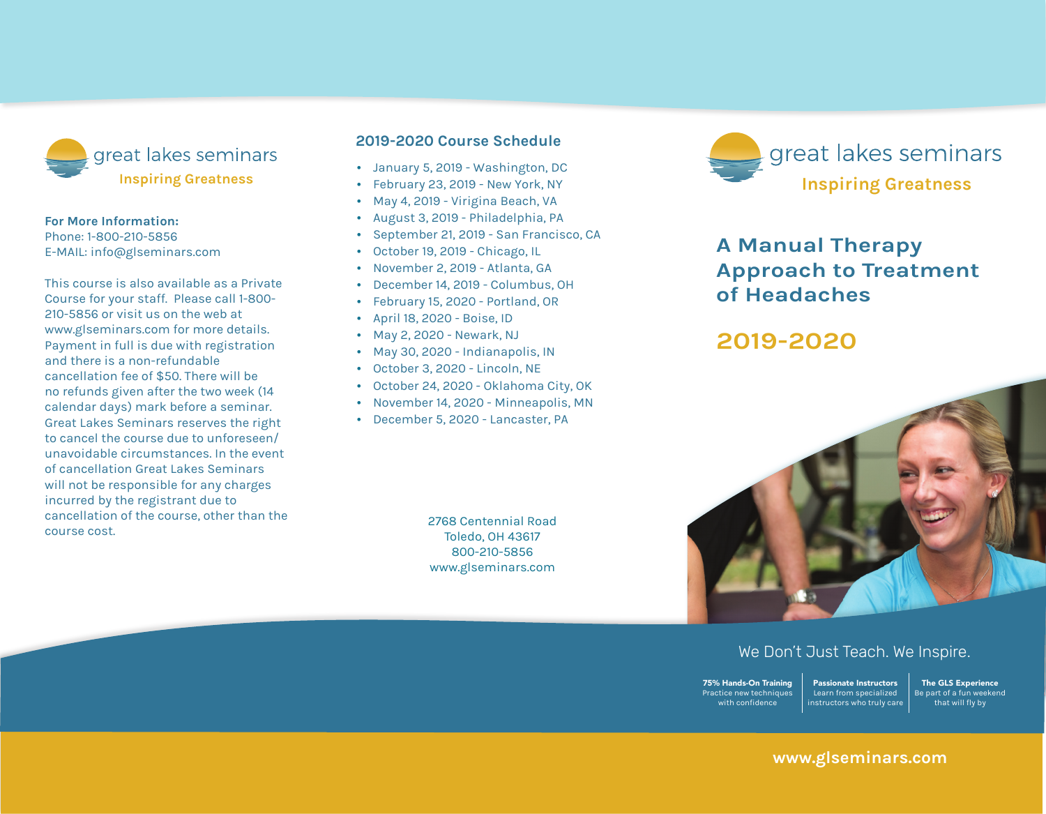great lakes seminars

Inspiring Greatness

**For More Information:**
Phone: 1-800-210-5856
E-MAIL: info@glseminars.com

This course is also available as a Private Course for your staff. Please call 1-800-210-5856 or visit us on the web at www.glseminars.com for more details. Payment in full is due with registration and there is a non-refundable cancellation fee of $50. There will be no refunds given after the two week (14 calendar days) mark before a seminar. Great Lakes Seminars reserves the right to cancel the course due to unforeseen/unavoidable circumstances. In the event of cancellation Great Lakes Seminars will not be responsible for any charges incurred by the registrant due to cancellation of the course, other than the course cost.

## 2019-2020 Course Schedule

- January 5, 2019 - Washington, DC
- February 23, 2019 - New York, NY
- May 4, 2019 - Virigina Beach, VA
- August 3, 2019 - Philadelphia, PA
- September 21, 2019 - San Francisco, CA
- October 19, 2019 - Chicago, IL
- November 2, 2019 - Atlanta, GA
- December 14, 2019 - Columbus, OH
- February 15, 2020 - Portland, OR
- April 18, 2020 - Boise, ID
- May 2, 2020 - Newark, NJ
- May 30, 2020 - Indianapolis, IN
- October 3, 2020 - Lincoln, NE
- October 24, 2020 - Oklahoma City, OK
- November 14, 2020 - Minneapolis, MN
- December 5, 2020 - Lancaster, PA

2768 Centennial Road
Toledo, OH 43617
800-210-5856
www.glseminars.com

great lakes seminars

Inspiring Greatness

# A Manual Therapy Approach to Treatment of Headaches

## 2019-2020

We Don't Just Teach. We Inspire.

**75% Hands-On Training**
Practice new techniques with confidence

**Passionate Instructors**
Learn from specialized instructors who truly care

**The GLS Experience**
Be part of a fun weekend that will fly by

**www.glseminars.com**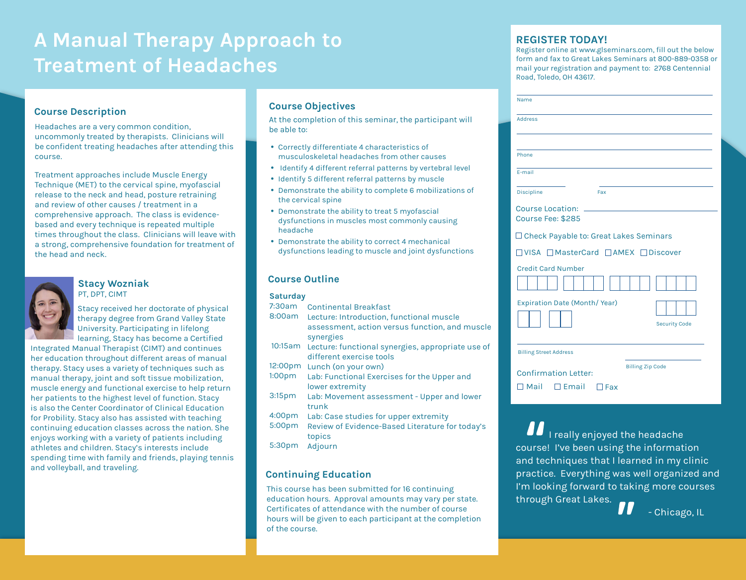# A Manual Therapy Approach to Treatment of Headaches

## Course Description

Headaches are a very common condition, uncommonly treated by therapists. Clinicians will be confident treating headaches after attending this course.

Treatment approaches include Muscle Energy Technique (MET) to the cervical spine, myofascial release to the neck and head, posture retraining and review of other causes / treatment in a comprehensive approach. The class is evidence-based and every technique is repeated multiple times throughout the class. Clinicians will leave with a strong, comprehensive foundation for treatment of the head and neck.

### Stacy Wozniak

PT, DPT, CIMT

Stacy received her doctorate of physical therapy degree from Grand Valley State University. Participating in lifelong learning, Stacy has become a Certified Integrated Manual Therapist (CIMT) and continues her education throughout different areas of manual therapy. Stacy uses a variety of techniques such as manual therapy, joint and soft tissue mobilization, muscle energy and functional exercise to help return her patients to the highest level of function. Stacy is also the Center Coordinator of Clinical Education for Probility. Stacy also has assisted with teaching continuing education classes across the nation. She enjoys working with a variety of patients including athletes and children. Stacy's interests include spending time with family and friends, playing tennis and volleyball, and traveling.

## Course Objectives

At the completion of this seminar, the participant will be able to:

- Correctly differentiate 4 characteristics of musculoskeletal headaches from other causes
- Identify 4 different referral patterns by vertebral level
- Identify 5 different referral patterns by muscle
- Demonstrate the ability to complete 6 mobilizations of the cervical spine
- Demonstrate the ability to treat 5 myofascial dysfunctions in muscles most commonly causing headache
- Demonstrate the ability to correct 4 mechanical dysfunctions leading to muscle and joint dysfunctions

## Course Outline

**Saturday**

| | |
|---|---|
| 7:30am | Continental Breakfast |
| 8:00am | Lecture: Introduction, functional muscle assessment, action versus function, and muscle synergies |
| 10:15am | Lecture: functional synergies, appropriate use of different exercise tools |
| 12:00pm | Lunch (on your own) |
| 1:00pm | Lab: Functional Exercises for the Upper and lower extremity |
| 3:15pm | Lab: Movement assessment - Upper and lower trunk |
| 4:00pm | Lab: Case studies for upper extremity |
| 5:00pm | Review of Evidence-Based Literature for today's topics |
| 5:30pm | Adjourn |

## Continuing Education

This course has been submitted for 16 continuing education hours. Approval amounts may vary per state. Certificates of attendance with the number of course hours will be given to each participant at the completion of the course.

## REGISTER TODAY!

Register online at www.glseminars.com, fill out the below form and fax to Great Lakes Seminars at 800-889-0358 or mail your registration and payment to: 2768 Centennial Road, Toledo, OH 43617.

Name

Address

Phone

E-mail

Discipline　　Fax

Course Location:

Course Fee: $285

☐ Check Payable to: Great Lakes Seminars

☐ VISA ☐ MasterCard ☐ AMEX ☐ Discover

Credit Card Number

Expiration Date (Month/ Year)

Security Code

Billing Street Address

Billing Zip Code

Confirmation Letter:

☐ Mail ☐ Email ☐ Fax

"I really enjoyed the headache course! I've been using the information and techniques that I learned in my clinic practice. Everything was well organized and I'm looking forward to taking more courses through Great Lakes."

- Chicago, IL